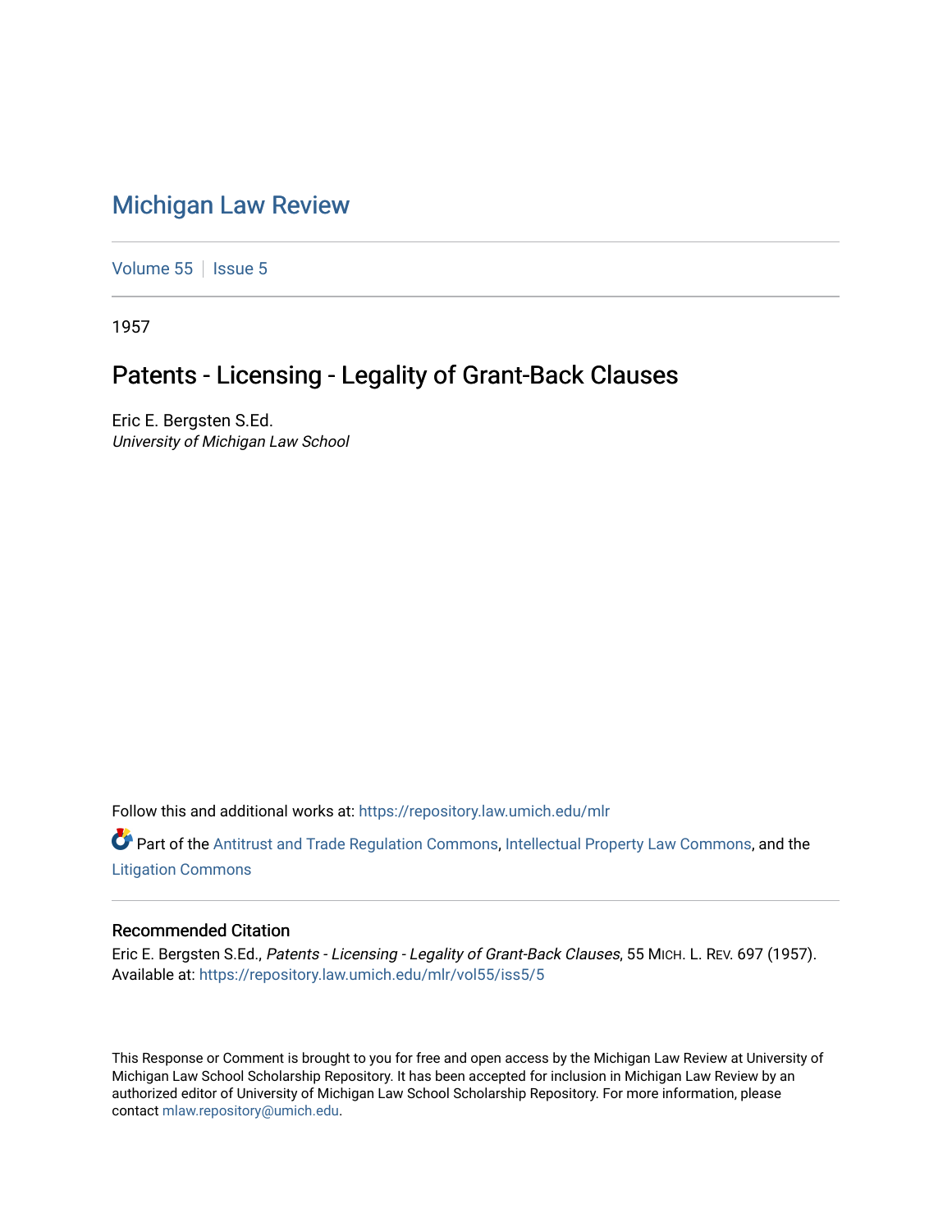# Michigan Law Review

Volume 55 | Issue 5

1957

## Patents - Licensing - Legality of Grant-Back Clauses

Eric E. Bergsten S.Ed.
*University of Michigan Law School*

Follow this and additional works at: https://repository.law.umich.edu/mlr

Part of the Antitrust and Trade Regulation Commons, Intellectual Property Law Commons, and the Litigation Commons

### Recommended Citation

Eric E. Bergsten S.Ed., *Patents - Licensing - Legality of Grant-Back Clauses*, 55 MICH. L. REV. 697 (1957).
Available at: https://repository.law.umich.edu/mlr/vol55/iss5/5

This Response or Comment is brought to you for free and open access by the Michigan Law Review at University of Michigan Law School Scholarship Repository. It has been accepted for inclusion in Michigan Law Review by an authorized editor of University of Michigan Law School Scholarship Repository. For more information, please contact mlaw.repository@umich.edu.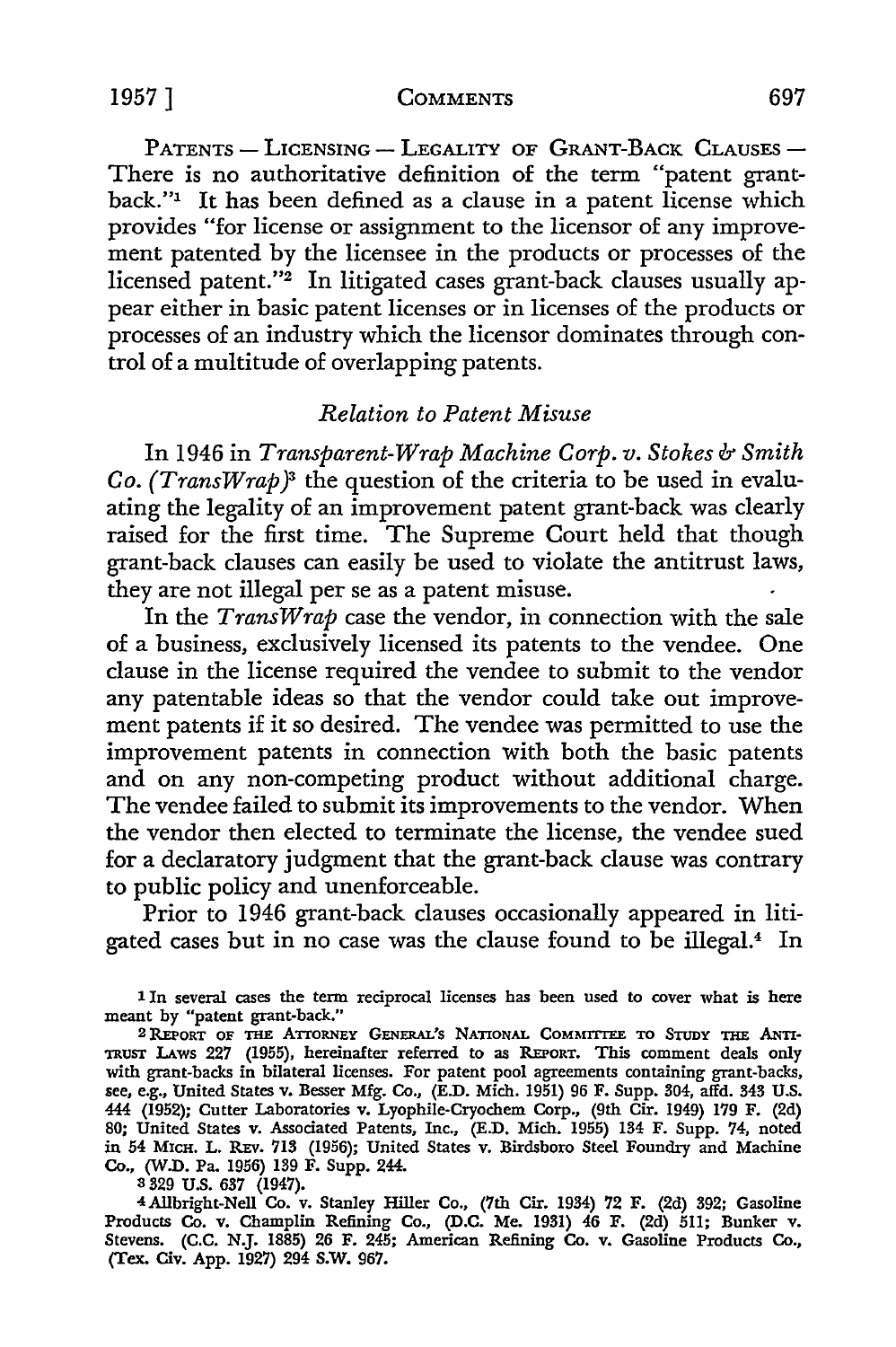PATENTS — LICENSING — LEGALITY OF GRANT-BACK CLAUSES — There is no authoritative definition of the term "patent grant-back."[1] It has been defined as a clause in a patent license which provides "for license or assignment to the licensor of any improvement patented by the licensee in the products or processes of the licensed patent."[2] In litigated cases grant-back clauses usually appear either in basic patent licenses or in licenses of the products or processes of an industry which the licensor dominates through control of a multitude of overlapping patents.

### *Relation to Patent Misuse*

In 1946 in *Transparent-Wrap Machine Corp. v. Stokes & Smith Co. (TransWrap)*[3] the question of the criteria to be used in evaluating the legality of an improvement patent grant-back was clearly raised for the first time. The Supreme Court held that though grant-back clauses can easily be used to violate the antitrust laws, they are not illegal per se as a patent misuse.

In the *TransWrap* case the vendor, in connection with the sale of a business, exclusively licensed its patents to the vendee. One clause in the license required the vendee to submit to the vendor any patentable ideas so that the vendor could take out improvement patents if it so desired. The vendee was permitted to use the improvement patents in connection with both the basic patents and on any non-competing product without additional charge. The vendee failed to submit its improvements to the vendor. When the vendor then elected to terminate the license, the vendee sued for a declaratory judgment that the grant-back clause was contrary to public policy and unenforceable.

Prior to 1946 grant-back clauses occasionally appeared in litigated cases but in no case was the clause found to be illegal.[4] In

---

[1] In several cases the term reciprocal licenses has been used to cover what is here meant by "patent grant-back."

[2] REPORT OF THE ATTORNEY GENERAL'S NATIONAL COMMITTEE TO STUDY THE ANTITRUST LAWS 227 (1955), hereinafter referred to as REPORT. This comment deals only with grant-backs in bilateral licenses. For patent pool agreements containing grant-backs, see, e.g., United States v. Besser Mfg. Co., (E.D. Mich. 1951) 96 F. Supp. 304, affd. 343 U.S. 444 (1952); Cutter Laboratories v. Lyophile-Cryochem Corp., (9th Cir. 1949) 179 F. (2d) 80; United States v. Associated Patents, Inc., (E.D. Mich. 1955) 134 F. Supp. 74, noted in 54 MICH. L. REV. 713 (1956); United States v. Birdsboro Steel Foundry and Machine Co., (W.D. Pa. 1956) 139 F. Supp. 244.

[3] 329 U.S. 637 (1947).

[4] Allbright-Nell Co. v. Stanley Hiller Co., (7th Cir. 1934) 72 F. (2d) 392; Gasoline Products Co. v. Champlin Refining Co., (D.C. Me. 1931) 46 F. (2d) 511; Bunker v. Stevens. (C.C. N.J. 1885) 26 F. 245; American Refining Co. v. Gasoline Products Co., (Tex. Civ. App. 1927) 294 S.W. 967.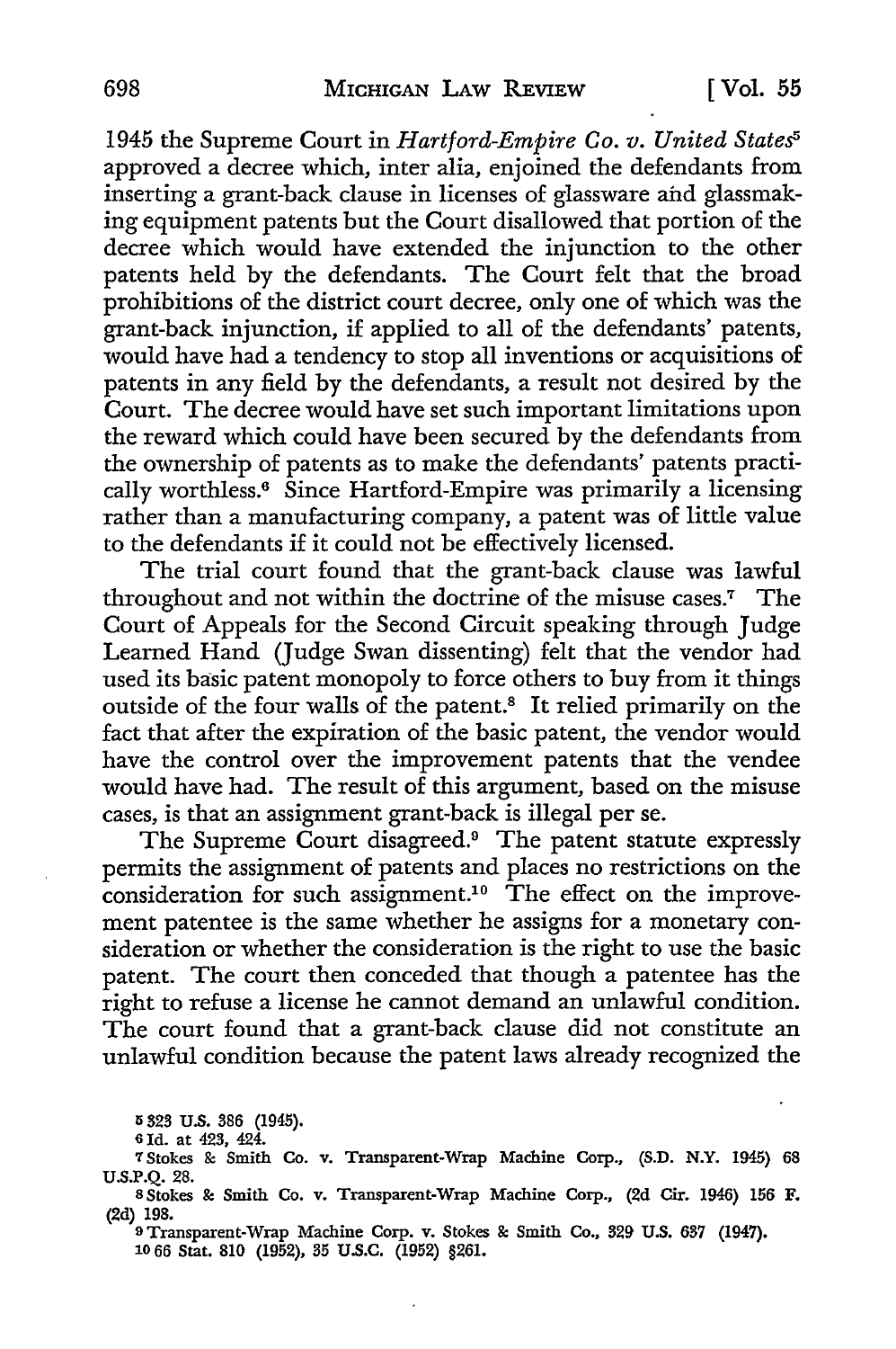1945 the Supreme Court in *Hartford-Empire Co. v. United States*[5] approved a decree which, inter alia, enjoined the defendants from inserting a grant-back clause in licenses of glassware and glassmaking equipment patents but the Court disallowed that portion of the decree which would have extended the injunction to the other patents held by the defendants. The Court felt that the broad prohibitions of the district court decree, only one of which was the grant-back injunction, if applied to all of the defendants' patents, would have had a tendency to stop all inventions or acquisitions of patents in any field by the defendants, a result not desired by the Court. The decree would have set such important limitations upon the reward which could have been secured by the defendants from the ownership of patents as to make the defendants' patents practically worthless.[6] Since Hartford-Empire was primarily a licensing rather than a manufacturing company, a patent was of little value to the defendants if it could not be effectively licensed.

The trial court found that the grant-back clause was lawful throughout and not within the doctrine of the misuse cases.[7] The Court of Appeals for the Second Circuit speaking through Judge Learned Hand (Judge Swan dissenting) felt that the vendor had used its basic patent monopoly to force others to buy from it things outside of the four walls of the patent.[8] It relied primarily on the fact that after the expiration of the basic patent, the vendor would have the control over the improvement patents that the vendee would have had. The result of this argument, based on the misuse cases, is that an assignment grant-back is illegal per se.

The Supreme Court disagreed.[9] The patent statute expressly permits the assignment of patents and places no restrictions on the consideration for such assignment.[10] The effect on the improvement patentee is the same whether he assigns for a monetary consideration or whether the consideration is the right to use the basic patent. The court then conceded that though a patentee has the right to refuse a license he cannot demand an unlawful condition. The court found that a grant-back clause did not constitute an unlawful condition because the patent laws already recognized the

---

5 323 U.S. 386 (1945).

6 Id. at 423, 424.

7 Stokes & Smith Co. v. Transparent-Wrap Machine Corp., (S.D. N.Y. 1945) 68 U.S.P.Q. 28.

8 Stokes & Smith Co. v. Transparent-Wrap Machine Corp., (2d Cir. 1946) 156 F. (2d) 198.

9 Transparent-Wrap Machine Corp. v. Stokes & Smith Co., 329 U.S. 637 (1947).

10 66 Stat. 810 (1952), 35 U.S.C. (1952) §261.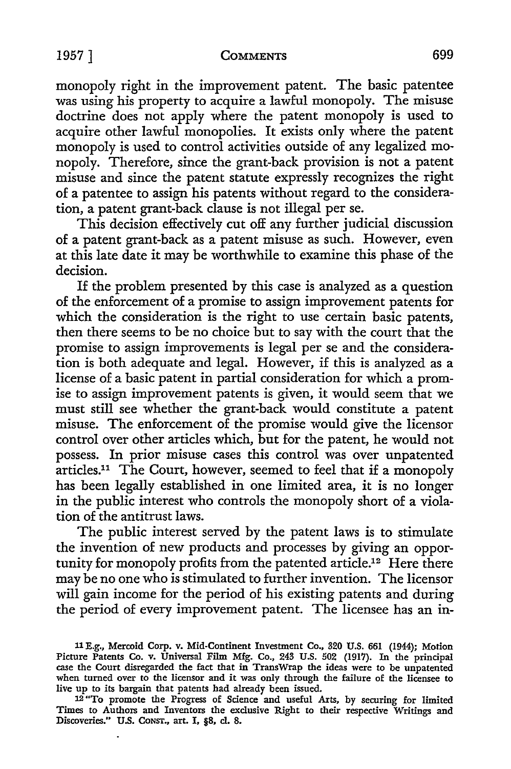monopoly right in the improvement patent. The basic patentee was using his property to acquire a lawful monopoly. The misuse doctrine does not apply where the patent monopoly is used to acquire other lawful monopolies. It exists only where the patent monopoly is used to control activities outside of any legalized monopoly. Therefore, since the grant-back provision is not a patent misuse and since the patent statute expressly recognizes the right of a patentee to assign his patents without regard to the consideration, a patent grant-back clause is not illegal per se.

This decision effectively cut off any further judicial discussion of a patent grant-back as a patent misuse as such. However, even at this late date it may be worthwhile to examine this phase of the decision.

If the problem presented by this case is analyzed as a question of the enforcement of a promise to assign improvement patents for which the consideration is the right to use certain basic patents, then there seems to be no choice but to say with the court that the promise to assign improvements is legal per se and the consideration is both adequate and legal. However, if this is analyzed as a license of a basic patent in partial consideration for which a promise to assign improvement patents is given, it would seem that we must still see whether the grant-back would constitute a patent misuse. The enforcement of the promise would give the licensor control over other articles which, but for the patent, he would not possess. In prior misuse cases this control was over unpatented articles.[11] The Court, however, seemed to feel that if a monopoly has been legally established in one limited area, it is no longer in the public interest who controls the monopoly short of a violation of the antitrust laws.

The public interest served by the patent laws is to stimulate the invention of new products and processes by giving an opportunity for monopoly profits from the patented article.[12] Here there may be no one who is stimulated to further invention. The licensor will gain income for the period of his existing patents and during the period of every improvement patent. The licensee has an in-

---

[11] E.g., Mercoid Corp. v. Mid-Continent Investment Co., 320 U.S. 661 (1944); Motion Picture Patents Co. v. Universal Film Mfg. Co., 243 U.S. 502 (1917). In the principal case the Court disregarded the fact that in TransWrap the ideas were to be unpatented when turned over to the licensor and it was only through the failure of the licensee to live up to its bargain that patents had already been issued.

[12] "To promote the Progress of Science and useful Arts, by securing for limited Times to Authors and Inventors the exclusive Right to their respective Writings and Discoveries." U.S. CONST., art. I, §8, cl. 8.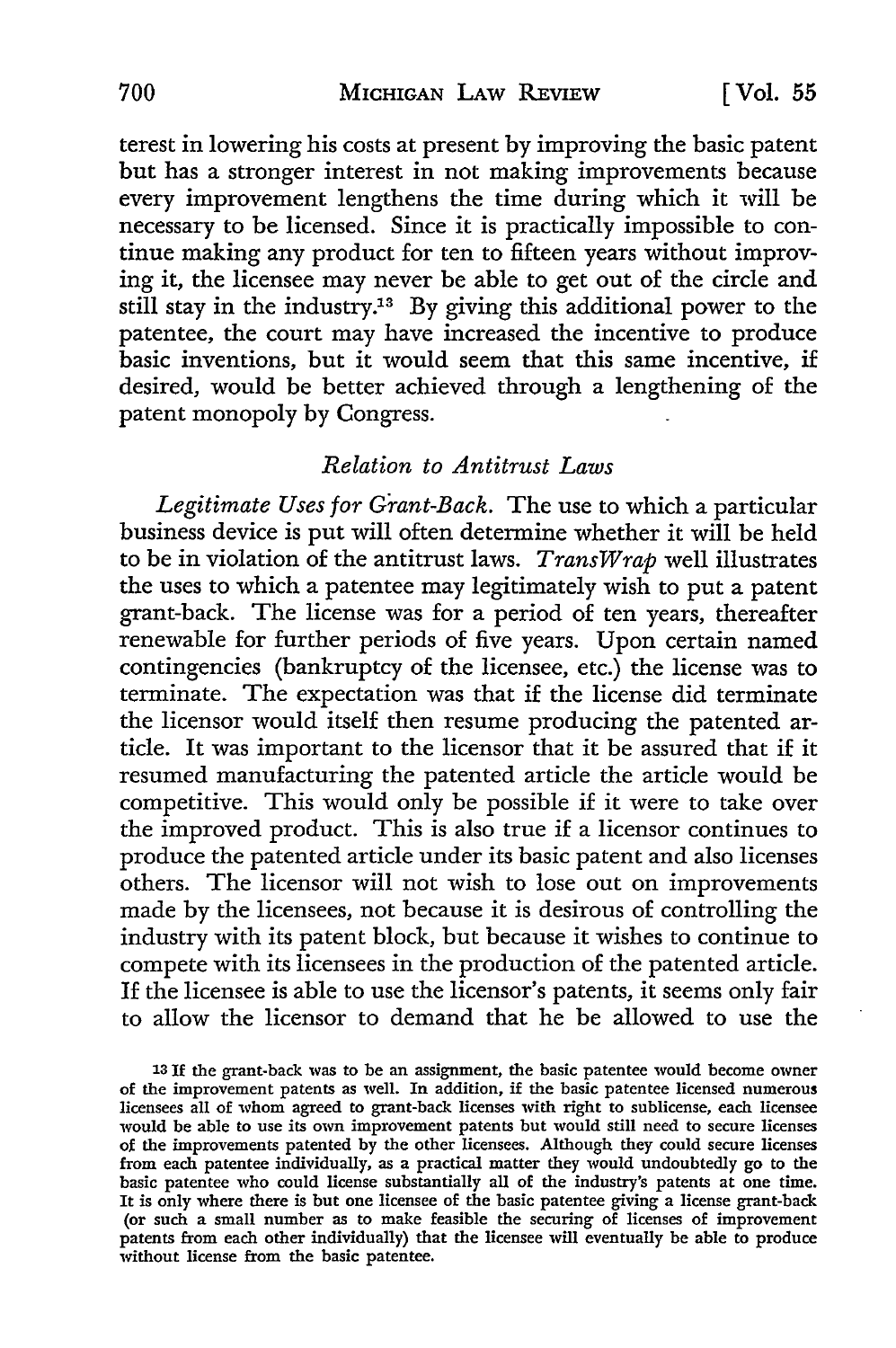terest in lowering his costs at present by improving the basic patent but has a stronger interest in not making improvements because every improvement lengthens the time during which it will be necessary to be licensed. Since it is practically impossible to continue making any product for ten to fifteen years without improving it, the licensee may never be able to get out of the circle and still stay in the industry.[13] By giving this additional power to the patentee, the court may have increased the incentive to produce basic inventions, but it would seem that this same incentive, if desired, would be better achieved through a lengthening of the patent monopoly by Congress.

### *Relation to Antitrust Laws*

*Legitimate Uses for Grant-Back.* The use to which a particular business device is put will often determine whether it will be held to be in violation of the antitrust laws. *TransWrap* well illustrates the uses to which a patentee may legitimately wish to put a patent grant-back. The license was for a period of ten years, thereafter renewable for further periods of five years. Upon certain named contingencies (bankruptcy of the licensee, etc.) the license was to terminate. The expectation was that if the license did terminate the licensor would itself then resume producing the patented article. It was important to the licensor that it be assured that if it resumed manufacturing the patented article the article would be competitive. This would only be possible if it were to take over the improved product. This is also true if a licensor continues to produce the patented article under its basic patent and also licenses others. The licensor will not wish to lose out on improvements made by the licensees, not because it is desirous of controlling the industry with its patent block, but because it wishes to continue to compete with its licensees in the production of the patented article. If the licensee is able to use the licensor's patents, it seems only fair to allow the licensor to demand that he be allowed to use the

[13] If the grant-back was to be an assignment, the basic patentee would become owner of the improvement patents as well. In addition, if the basic patentee licensed numerous licensees all of whom agreed to grant-back licenses with right to sublicense, each licensee would be able to use its own improvement patents but would still need to secure licenses of the improvements patented by the other licensees. Although they could secure licenses from each patentee individually, as a practical matter they would undoubtedly go to the basic patentee who could license substantially all of the industry's patents at one time. It is only where there is but one licensee of the basic patentee giving a license grant-back (or such a small number as to make feasible the securing of licenses of improvement patents from each other individually) that the licensee will eventually be able to produce without license from the basic patentee.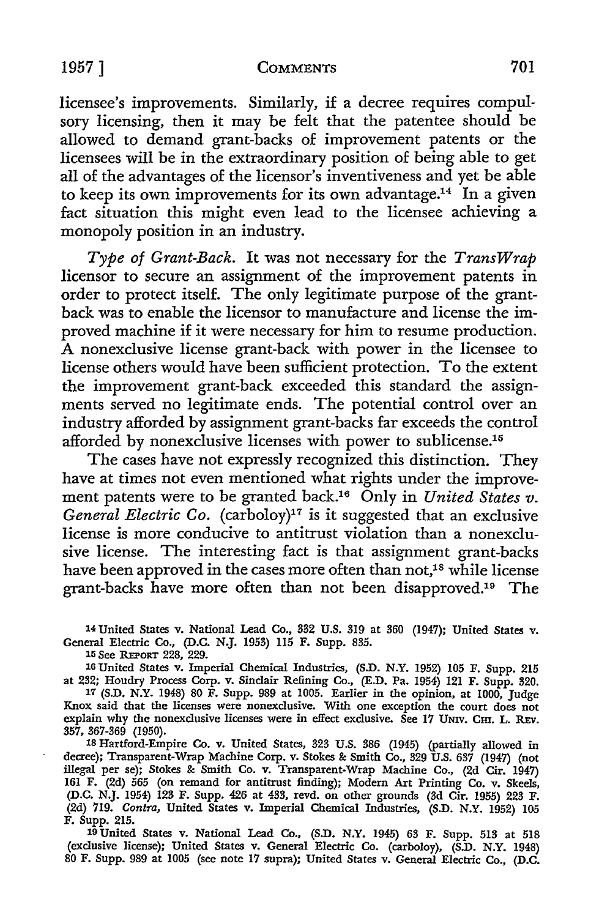licensee's improvements. Similarly, if a decree requires compulsory licensing, then it may be felt that the patentee should be allowed to demand grant-backs of improvement patents or the licensees will be in the extraordinary position of being able to get all of the advantages of the licensor's inventiveness and yet be able to keep its own improvements for its own advantage.[14] In a given fact situation this might even lead to the licensee achieving a monopoly position in an industry.

*Type of Grant-Back.* It was not necessary for the *TransWrap* licensor to secure an assignment of the improvement patents in order to protect itself. The only legitimate purpose of the grant-back was to enable the licensor to manufacture and license the improved machine if it were necessary for him to resume production. A nonexclusive license grant-back with power in the licensee to license others would have been sufficient protection. To the extent the improvement grant-back exceeded this standard the assignments served no legitimate ends. The potential control over an industry afforded by assignment grant-backs far exceeds the control afforded by nonexclusive licenses with power to sublicense.[15]

The cases have not expressly recognized this distinction. They have at times not even mentioned what rights under the improvement patents were to be granted back.[16] Only in *United States v. General Electric Co.* (carboloy)[17] is it suggested that an exclusive license is more conducive to antitrust violation than a nonexclusive license. The interesting fact is that assignment grant-backs have been approved in the cases more often than not,[18] while license grant-backs have more often than not been disapproved.[19] The

[14] United States v. National Lead Co., 332 U.S. 319 at 360 (1947); United States v. General Electric Co., (D.C. N.J. 1953) 115 F. Supp. 835.

[15] See REPORT 228, 229.

[16] United States v. Imperial Chemical Industries, (S.D. N.Y. 1952) 105 F. Supp. 215 at 232; Houdry Process Corp. v. Sinclair Refining Co., (E.D. Pa. 1954) 121 F. Supp. 320.

[17] (S.D. N.Y. 1948) 80 F. Supp. 989 at 1005. Earlier in the opinion, at 1000, Judge Knox said that the licenses were nonexclusive. With one exception the court does not explain why the nonexclusive licenses were in effect exclusive. See 17 UNIV. CHI. L. REV. 357, 367-369 (1950).

[18] Hartford-Empire Co. v. United States, 323 U.S. 386 (1945) (partially allowed in decree); Transparent-Wrap Machine Corp. v. Stokes & Smith Co., 329 U.S. 637 (1947) (not illegal per se); Stokes & Smith Co. v. Transparent-Wrap Machine Co., (2d Cir. 1947) 161 F. (2d) 565 (on remand for antitrust finding); Modern Art Printing Co. v. Skeels, (D.C. N.J. 1954) 123 F. Supp. 426 at 433, revd. on other grounds (3d Cir. 1955) 223 F. (2d) 719. *Contra,* United States v. Imperial Chemical Industries, (S.D. N.Y. 1952) 105 F. Supp. 215.

[19] United States v. National Lead Co., (S.D. N.Y. 1945) 63 F. Supp. 513 at 518 (exclusive license); United States v. General Electric Co. (carboloy), (S.D. N.Y. 1948) 80 F. Supp. 989 at 1005 (see note 17 supra); United States v. General Electric Co., (D.C.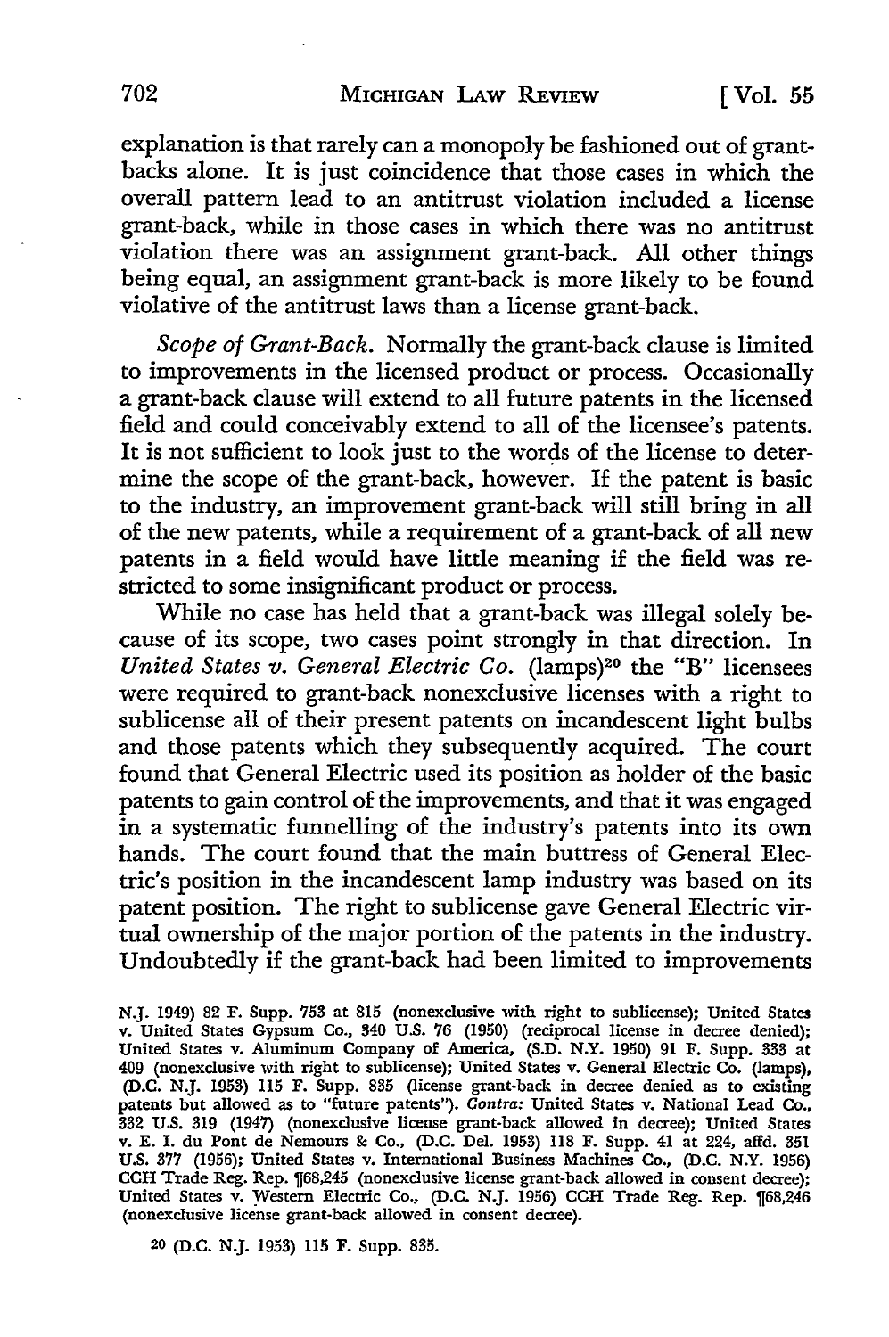explanation is that rarely can a monopoly be fashioned out of grant-backs alone. It is just coincidence that those cases in which the overall pattern lead to an antitrust violation included a license grant-back, while in those cases in which there was no antitrust violation there was an assignment grant-back. All other things being equal, an assignment grant-back is more likely to be found violative of the antitrust laws than a license grant-back.

*Scope of Grant-Back.* Normally the grant-back clause is limited to improvements in the licensed product or process. Occasionally a grant-back clause will extend to all future patents in the licensed field and could conceivably extend to all of the licensee's patents. It is not sufficient to look just to the words of the license to determine the scope of the grant-back, however. If the patent is basic to the industry, an improvement grant-back will still bring in all of the new patents, while a requirement of a grant-back of all new patents in a field would have little meaning if the field was restricted to some insignificant product or process.

While no case has held that a grant-back was illegal solely because of its scope, two cases point strongly in that direction. In *United States v. General Electric Co.* (lamps)[20] the "B" licensees were required to grant-back nonexclusive licenses with a right to sublicense all of their present patents on incandescent light bulbs and those patents which they subsequently acquired. The court found that General Electric used its position as holder of the basic patents to gain control of the improvements, and that it was engaged in a systematic funnelling of the industry's patents into its own hands. The court found that the main buttress of General Electric's position in the incandescent lamp industry was based on its patent position. The right to sublicense gave General Electric virtual ownership of the major portion of the patents in the industry. Undoubtedly if the grant-back had been limited to improvements

N.J. 1949) 82 F. Supp. 753 at 815 (nonexclusive with right to sublicense); United States v. United States Gypsum Co., 340 U.S. 76 (1950) (reciprocal license in decree denied); United States v. Aluminum Company of America, (S.D. N.Y. 1950) 91 F. Supp. 333 at 409 (nonexclusive with right to sublicense); United States v. General Electric Co. (lamps), (D.C. N.J. 1953) 115 F. Supp. 835 (license grant-back in decree denied as to existing patents but allowed as to "future patents"). *Contra:* United States v. National Lead Co., 332 U.S. 319 (1947) (nonexclusive license grant-back allowed in decree); United States v. E. I. du Pont de Nemours & Co., (D.C. Del. 1953) 118 F. Supp. 41 at 224, affd. 351 U.S. 377 (1956); United States v. International Business Machines Co., (D.C. N.Y. 1956) CCH Trade Reg. Rep. ¶68,245 (nonexclusive license grant-back allowed in consent decree); United States v. Western Electric Co., (D.C. N.J. 1956) CCH Trade Reg. Rep. ¶68,246 (nonexclusive license grant-back allowed in consent decree).

[20] (D.C. N.J. 1953) 115 F. Supp. 835.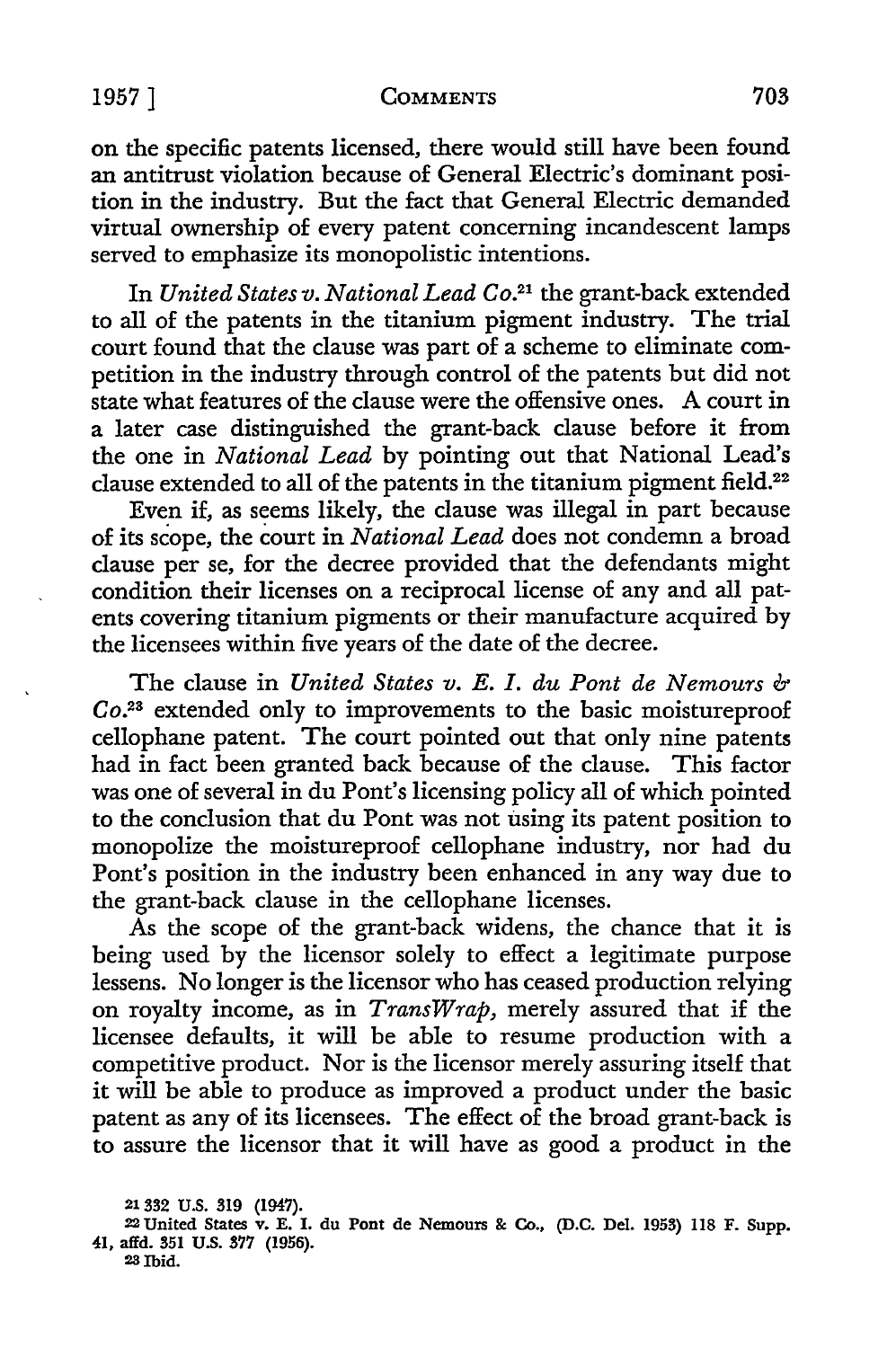on the specific patents licensed, there would still have been found an antitrust violation because of General Electric's dominant position in the industry. But the fact that General Electric demanded virtual ownership of every patent concerning incandescent lamps served to emphasize its monopolistic intentions.

In *United States v. National Lead Co.*[21] the grant-back extended to all of the patents in the titanium pigment industry. The trial court found that the clause was part of a scheme to eliminate competition in the industry through control of the patents but did not state what features of the clause were the offensive ones. A court in a later case distinguished the grant-back clause before it from the one in *National Lead* by pointing out that National Lead's clause extended to all of the patents in the titanium pigment field.[22]

Even if, as seems likely, the clause was illegal in part because of its scope, the court in *National Lead* does not condemn a broad clause per se, for the decree provided that the defendants might condition their licenses on a reciprocal license of any and all patents covering titanium pigments or their manufacture acquired by the licensees within five years of the date of the decree.

The clause in *United States v. E. I. du Pont de Nemours & Co.*[23] extended only to improvements to the basic moistureproof cellophane patent. The court pointed out that only nine patents had in fact been granted back because of the clause. This factor was one of several in du Pont's licensing policy all of which pointed to the conclusion that du Pont was not using its patent position to monopolize the moistureproof cellophane industry, nor had du Pont's position in the industry been enhanced in any way due to the grant-back clause in the cellophane licenses.

As the scope of the grant-back widens, the chance that it is being used by the licensor solely to effect a legitimate purpose lessens. No longer is the licensor who has ceased production relying on royalty income, as in *TransWrap*, merely assured that if the licensee defaults, it will be able to resume production with a competitive product. Nor is the licensor merely assuring itself that it will be able to produce as improved a product under the basic patent as any of its licensees. The effect of the broad grant-back is to assure the licensor that it will have as good a product in the

---

[21] 332 U.S. 319 (1947).

[22] United States v. E. I. du Pont de Nemours & Co., (D.C. Del. 1953) 118 F. Supp. 41, affd. 351 U.S. 377 (1956).

[23] Ibid.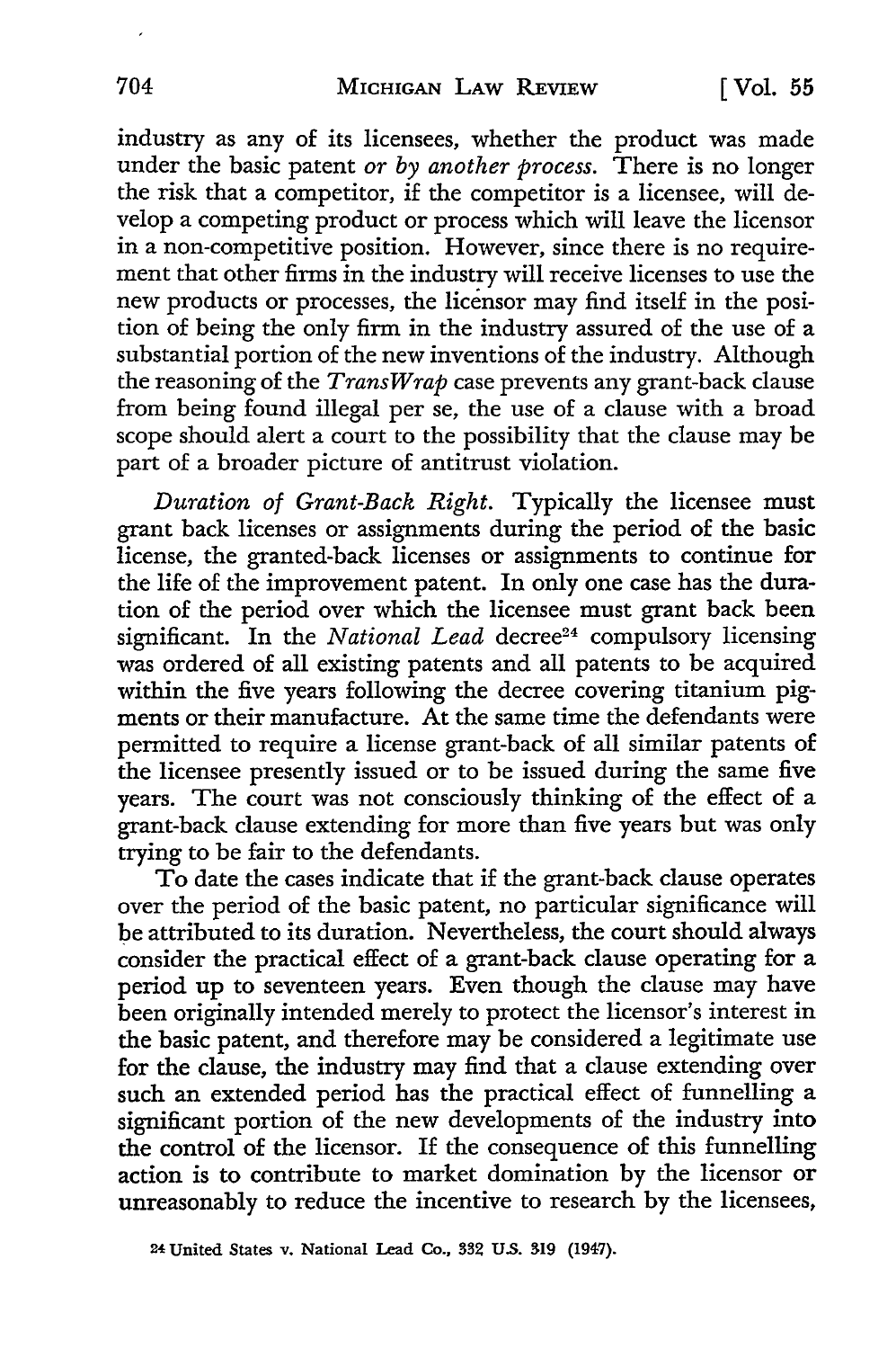industry as any of its licensees, whether the product was made under the basic patent *or by another process*. There is no longer the risk that a competitor, if the competitor is a licensee, will develop a competing product or process which will leave the licensor in a non-competitive position. However, since there is no requirement that other firms in the industry will receive licenses to use the new products or processes, the licensor may find itself in the position of being the only firm in the industry assured of the use of a substantial portion of the new inventions of the industry. Although the reasoning of the *TransWrap* case prevents any grant-back clause from being found illegal per se, the use of a clause with a broad scope should alert a court to the possibility that the clause may be part of a broader picture of antitrust violation.

*Duration of Grant-Back Right.* Typically the licensee must grant back licenses or assignments during the period of the basic license, the granted-back licenses or assignments to continue for the life of the improvement patent. In only one case has the duration of the period over which the licensee must grant back been significant. In the *National Lead* decree[24] compulsory licensing was ordered of all existing patents and all patents to be acquired within the five years following the decree covering titanium pigments or their manufacture. At the same time the defendants were permitted to require a license grant-back of all similar patents of the licensee presently issued or to be issued during the same five years. The court was not consciously thinking of the effect of a grant-back clause extending for more than five years but was only trying to be fair to the defendants.

To date the cases indicate that if the grant-back clause operates over the period of the basic patent, no particular significance will be attributed to its duration. Nevertheless, the court should always consider the practical effect of a grant-back clause operating for a period up to seventeen years. Even though the clause may have been originally intended merely to protect the licensor's interest in the basic patent, and therefore may be considered a legitimate use for the clause, the industry may find that a clause extending over such an extended period has the practical effect of funnelling a significant portion of the new developments of the industry into the control of the licensor. If the consequence of this funnelling action is to contribute to market domination by the licensor or unreasonably to reduce the incentive to research by the licensees,

[24] United States v. National Lead Co., 332 U.S. 319 (1947).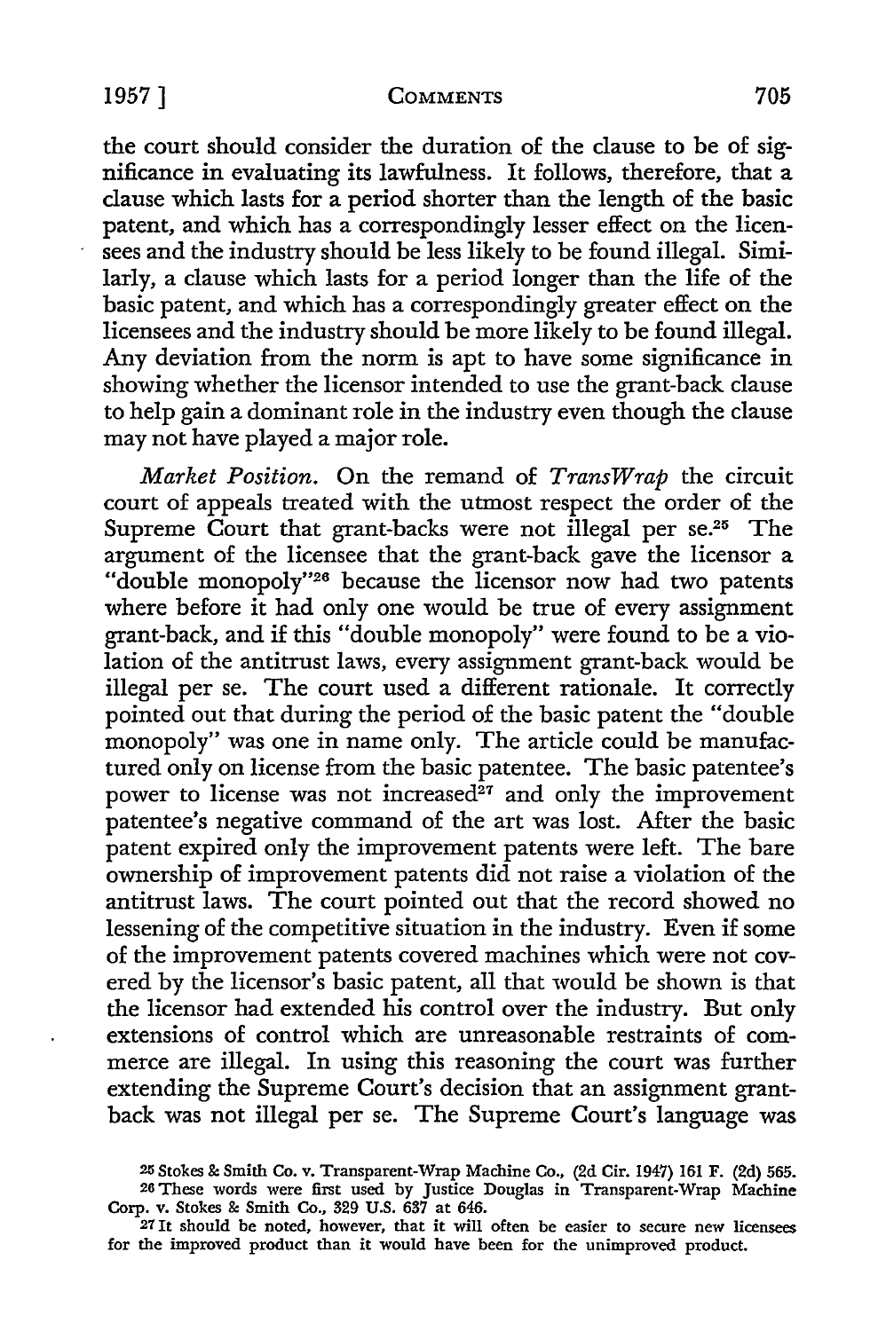the court should consider the duration of the clause to be of significance in evaluating its lawfulness. It follows, therefore, that a clause which lasts for a period shorter than the length of the basic patent, and which has a correspondingly lesser effect on the licensees and the industry should be less likely to be found illegal. Similarly, a clause which lasts for a period longer than the life of the basic patent, and which has a correspondingly greater effect on the licensees and the industry should be more likely to be found illegal. Any deviation from the norm is apt to have some significance in showing whether the licensor intended to use the grant-back clause to help gain a dominant role in the industry even though the clause may not have played a major role.

*Market Position.* On the remand of *TransWrap* the circuit court of appeals treated with the utmost respect the order of the Supreme Court that grant-backs were not illegal per se.[25] The argument of the licensee that the grant-back gave the licensor a "double monopoly"[26] because the licensor now had two patents where before it had only one would be true of every assignment grant-back, and if this "double monopoly" were found to be a violation of the antitrust laws, every assignment grant-back would be illegal per se. The court used a different rationale. It correctly pointed out that during the period of the basic patent the "double monopoly" was one in name only. The article could be manufactured only on license from the basic patentee. The basic patentee's power to license was not increased[27] and only the improvement patentee's negative command of the art was lost. After the basic patent expired only the improvement patents were left. The bare ownership of improvement patents did not raise a violation of the antitrust laws. The court pointed out that the record showed no lessening of the competitive situation in the industry. Even if some of the improvement patents covered machines which were not covered by the licensor's basic patent, all that would be shown is that the licensor had extended his control over the industry. But only extensions of control which are unreasonable restraints of commerce are illegal. In using this reasoning the court was further extending the Supreme Court's decision that an assignment grant-back was not illegal per se. The Supreme Court's language was

[25] Stokes & Smith Co. v. Transparent-Wrap Machine Co., (2d Cir. 1947) 161 F. (2d) 565.

[26] These words were first used by Justice Douglas in Transparent-Wrap Machine Corp. v. Stokes & Smith Co., 329 U.S. 637 at 646.

[27] It should be noted, however, that it will often be easier to secure new licensees for the improved product than it would have been for the unimproved product.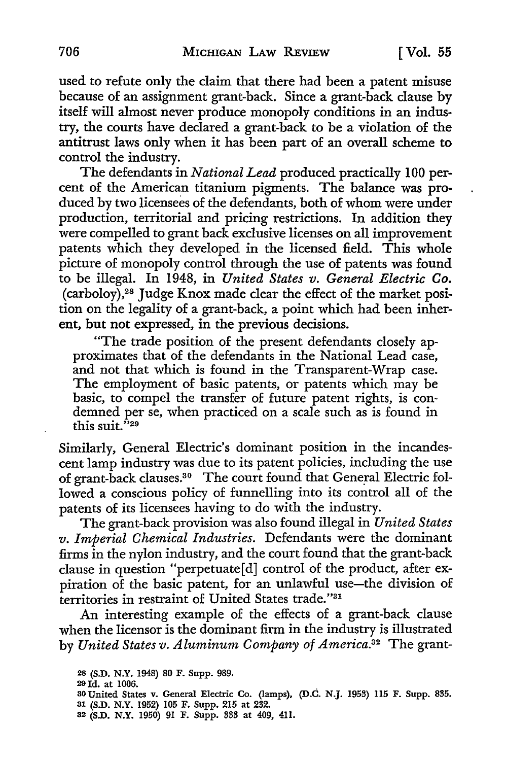used to refute only the claim that there had been a patent misuse because of an assignment grant-back. Since a grant-back clause by itself will almost never produce monopoly conditions in an industry, the courts have declared a grant-back to be a violation of the antitrust laws only when it has been part of an overall scheme to control the industry.

The defendants in *National Lead* produced practically 100 percent of the American titanium pigments. The balance was produced by two licensees of the defendants, both of whom were under production, territorial and pricing restrictions. In addition they were compelled to grant back exclusive licenses on all improvement patents which they developed in the licensed field. This whole picture of monopoly control through the use of patents was found to be illegal. In 1948, in *United States v. General Electric Co.* (carboloy),[28] Judge Knox made clear the effect of the market position on the legality of a grant-back, a point which had been inherent, but not expressed, in the previous decisions.

> "The trade position of the present defendants closely approximates that of the defendants in the National Lead case, and not that which is found in the Transparent-Wrap case. The employment of basic patents, or patents which may be basic, to compel the transfer of future patent rights, is condemned per se, when practiced on a scale such as is found in this suit."[29]

Similarly, General Electric's dominant position in the incandescent lamp industry was due to its patent policies, including the use of grant-back clauses.[30] The court found that General Electric followed a conscious policy of funnelling into its control all of the patents of its licensees having to do with the industry.

The grant-back provision was also found illegal in *United States v. Imperial Chemical Industries.* Defendants were the dominant firms in the nylon industry, and the court found that the grant-back clause in question "perpetuate[d] control of the product, after expiration of the basic patent, for an unlawful use—the division of territories in restraint of United States trade."[31]

An interesting example of the effects of a grant-back clause when the licensor is the dominant firm in the industry is illustrated by *United States v. Aluminum Company of America.*[32] The grant-

---

28 (S.D. N.Y. 1948) 80 F. Supp. 989.

29 Id. at 1006.

30 United States v. General Electric Co. (lamps), (D.C. N.J. 1953) 115 F. Supp. 835.

31 (S.D. N.Y. 1952) 105 F. Supp. 215 at 232.

32 (S.D. N.Y. 1950) 91 F. Supp. 333 at 409, 411.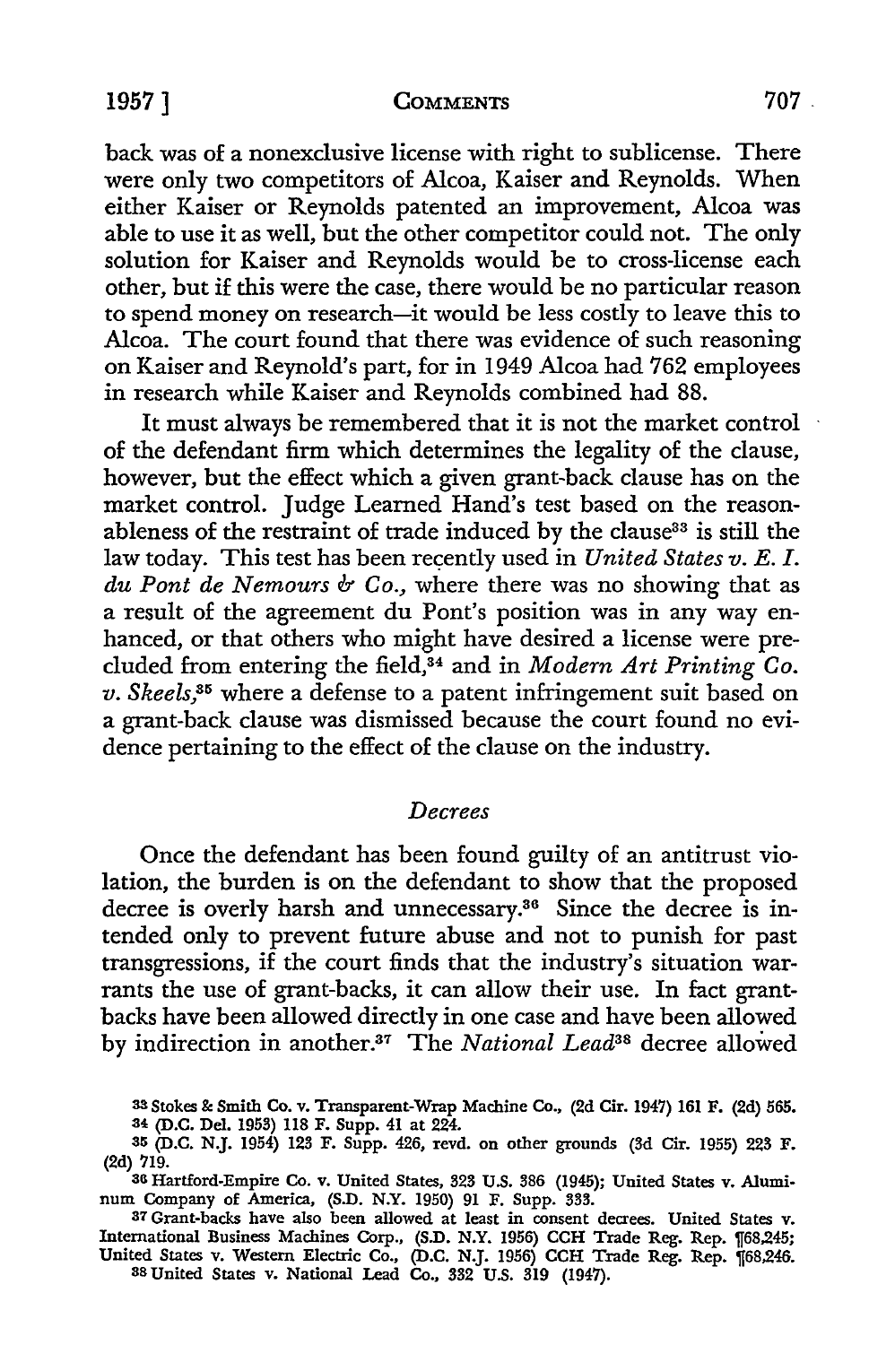back was of a nonexclusive license with right to sublicense. There were only two competitors of Alcoa, Kaiser and Reynolds. When either Kaiser or Reynolds patented an improvement, Alcoa was able to use it as well, but the other competitor could not. The only solution for Kaiser and Reynolds would be to cross-license each other, but if this were the case, there would be no particular reason to spend money on research—it would be less costly to leave this to Alcoa. The court found that there was evidence of such reasoning on Kaiser and Reynold's part, for in 1949 Alcoa had 762 employees in research while Kaiser and Reynolds combined had 88.

It must always be remembered that it is not the market control of the defendant firm which determines the legality of the clause, however, but the effect which a given grant-back clause has on the market control. Judge Learned Hand's test based on the reasonableness of the restraint of trade induced by the clause[33] is still the law today. This test has been recently used in *United States v. E. I. du Pont de Nemours & Co.,* where there was no showing that as a result of the agreement du Pont's position was in any way enhanced, or that others who might have desired a license were precluded from entering the field,[34] and in *Modern Art Printing Co. v. Skeels,*[35] where a defense to a patent infringement suit based on a grant-back clause was dismissed because the court found no evidence pertaining to the effect of the clause on the industry.

### *Decrees*

Once the defendant has been found guilty of an antitrust violation, the burden is on the defendant to show that the proposed decree is overly harsh and unnecessary.[36] Since the decree is intended only to prevent future abuse and not to punish for past transgressions, if the court finds that the industry's situation warrants the use of grant-backs, it can allow their use. In fact grant-backs have been allowed directly in one case and have been allowed by indirection in another.[37] The *National Lead*[38] decree allowed

---

[33] Stokes & Smith Co. v. Transparent-Wrap Machine Co., (2d Cir. 1947) 161 F. (2d) 565.

[34] (D.C. Del. 1953) 118 F. Supp. 41 at 224.

[35] (D.C. N.J. 1954) 123 F. Supp. 426, revd. on other grounds (3d Cir. 1955) 223 F. (2d) 719.

[36] Hartford-Empire Co. v. United States, 323 U.S. 386 (1945); United States v. Aluminum Company of America, (S.D. N.Y. 1950) 91 F. Supp. 333.

[37] Grant-backs have also been allowed at least in consent decrees. United States v. International Business Machines Corp., (S.D. N.Y. 1956) CCH Trade Reg. Rep. ¶68,245; United States v. Western Electric Co., (D.C. N.J. 1956) CCH Trade Reg. Rep. ¶68,246.

[38] United States v. National Lead Co., 332 U.S. 319 (1947).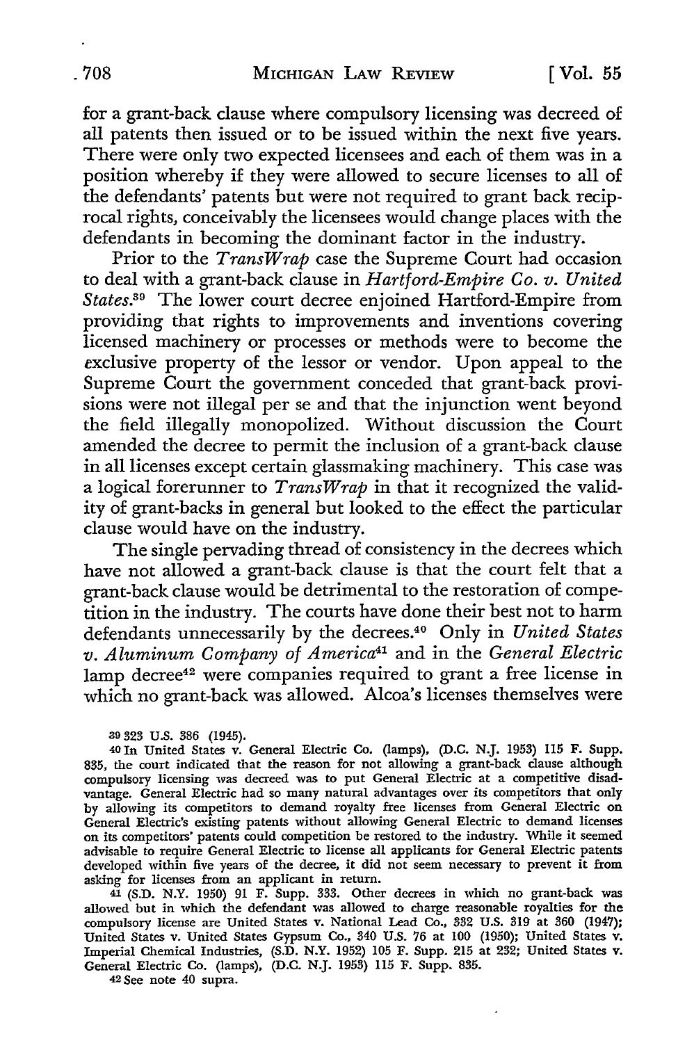for a grant-back clause where compulsory licensing was decreed of all patents then issued or to be issued within the next five years. There were only two expected licensees and each of them was in a position whereby if they were allowed to secure licenses to all of the defendants' patents but were not required to grant back reciprocal rights, conceivably the licensees would change places with the defendants in becoming the dominant factor in the industry.

Prior to the *TransWrap* case the Supreme Court had occasion to deal with a grant-back clause in *Hartford-Empire Co. v. United States*.[39] The lower court decree enjoined Hartford-Empire from providing that rights to improvements and inventions covering licensed machinery or processes or methods were to become the exclusive property of the lessor or vendor. Upon appeal to the Supreme Court the government conceded that grant-back provisions were not illegal per se and that the injunction went beyond the field illegally monopolized. Without discussion the Court amended the decree to permit the inclusion of a grant-back clause in all licenses except certain glassmaking machinery. This case was a logical forerunner to *TransWrap* in that it recognized the validity of grant-backs in general but looked to the effect the particular clause would have on the industry.

The single pervading thread of consistency in the decrees which have not allowed a grant-back clause is that the court felt that a grant-back clause would be detrimental to the restoration of competition in the industry. The courts have done their best not to harm defendants unnecessarily by the decrees.[40] Only in *United States v. Aluminum Company of America*[41] and in the *General Electric* lamp decree[42] were companies required to grant a free license in which no grant-back was allowed. Alcoa's licenses themselves were

---

[39] 323 U.S. 386 (1945).

[40] In United States v. General Electric Co. (lamps), (D.C. N.J. 1953) 115 F. Supp. 835, the court indicated that the reason for not allowing a grant-back clause although compulsory licensing was decreed was to put General Electric at a competitive disadvantage. General Electric had so many natural advantages over its competitors that only by allowing its competitors to demand royalty free licenses from General Electric on General Electric's existing patents without allowing General Electric to demand licenses on its competitors' patents could competition be restored to the industry. While it seemed advisable to require General Electric to license all applicants for General Electric patents developed within five years of the decree, it did not seem necessary to prevent it from asking for licenses from an applicant in return.

[41] (S.D. N.Y. 1950) 91 F. Supp. 333. Other decrees in which no grant-back was allowed but in which the defendant was allowed to charge reasonable royalties for the compulsory license are United States v. National Lead Co., 332 U.S. 319 at 360 (1947); United States v. United States Gypsum Co., 340 U.S. 76 at 100 (1950); United States v. Imperial Chemical Industries, (S.D. N.Y. 1952) 105 F. Supp. 215 at 232; United States v. General Electric Co. (lamps), (D.C. N.J. 1953) 115 F. Supp. 835.

[42] See note 40 supra.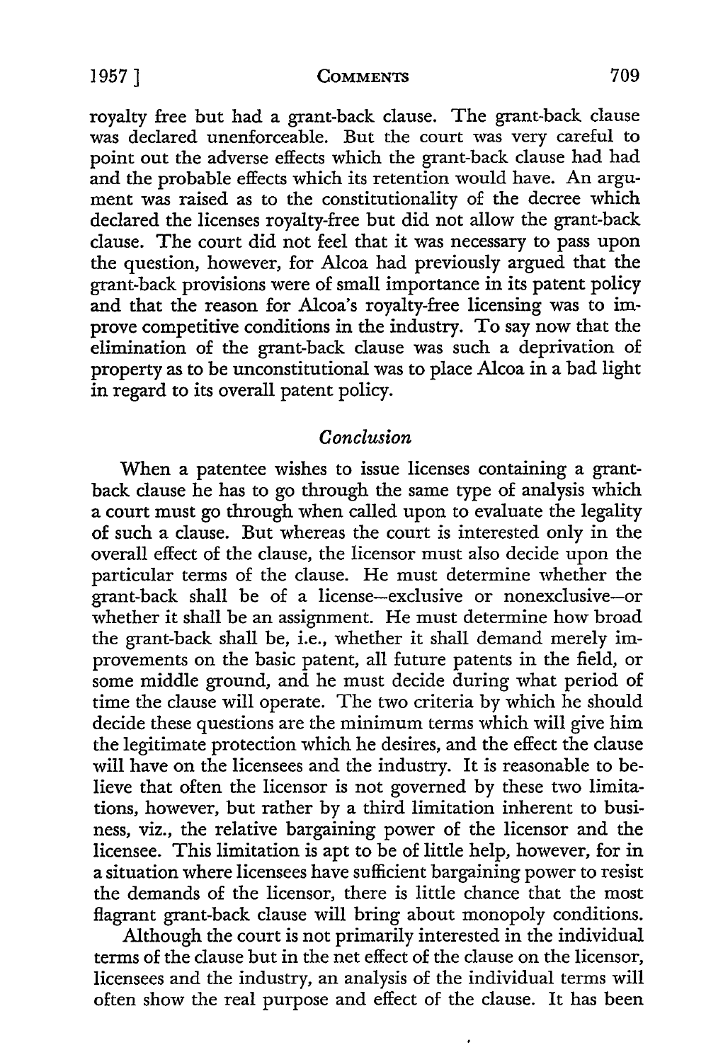royalty free but had a grant-back clause. The grant-back clause was declared unenforceable. But the court was very careful to point out the adverse effects which the grant-back clause had had and the probable effects which its retention would have. An argument was raised as to the constitutionality of the decree which declared the licenses royalty-free but did not allow the grant-back clause. The court did not feel that it was necessary to pass upon the question, however, for Alcoa had previously argued that the grant-back provisions were of small importance in its patent policy and that the reason for Alcoa's royalty-free licensing was to improve competitive conditions in the industry. To say now that the elimination of the grant-back clause was such a deprivation of property as to be unconstitutional was to place Alcoa in a bad light in regard to its overall patent policy.

### *Conclusion*

When a patentee wishes to issue licenses containing a grant-back clause he has to go through the same type of analysis which a court must go through when called upon to evaluate the legality of such a clause. But whereas the court is interested only in the overall effect of the clause, the licensor must also decide upon the particular terms of the clause. He must determine whether the grant-back shall be of a license—exclusive or nonexclusive—or whether it shall be an assignment. He must determine how broad the grant-back shall be, i.e., whether it shall demand merely improvements on the basic patent, all future patents in the field, or some middle ground, and he must decide during what period of time the clause will operate. The two criteria by which he should decide these questions are the minimum terms which will give him the legitimate protection which he desires, and the effect the clause will have on the licensees and the industry. It is reasonable to believe that often the licensor is not governed by these two limitations, however, but rather by a third limitation inherent to business, viz., the relative bargaining power of the licensor and the licensee. This limitation is apt to be of little help, however, for in a situation where licensees have sufficient bargaining power to resist the demands of the licensor, there is little chance that the most flagrant grant-back clause will bring about monopoly conditions.

Although the court is not primarily interested in the individual terms of the clause but in the net effect of the clause on the licensor, licensees and the industry, an analysis of the individual terms will often show the real purpose and effect of the clause. It has been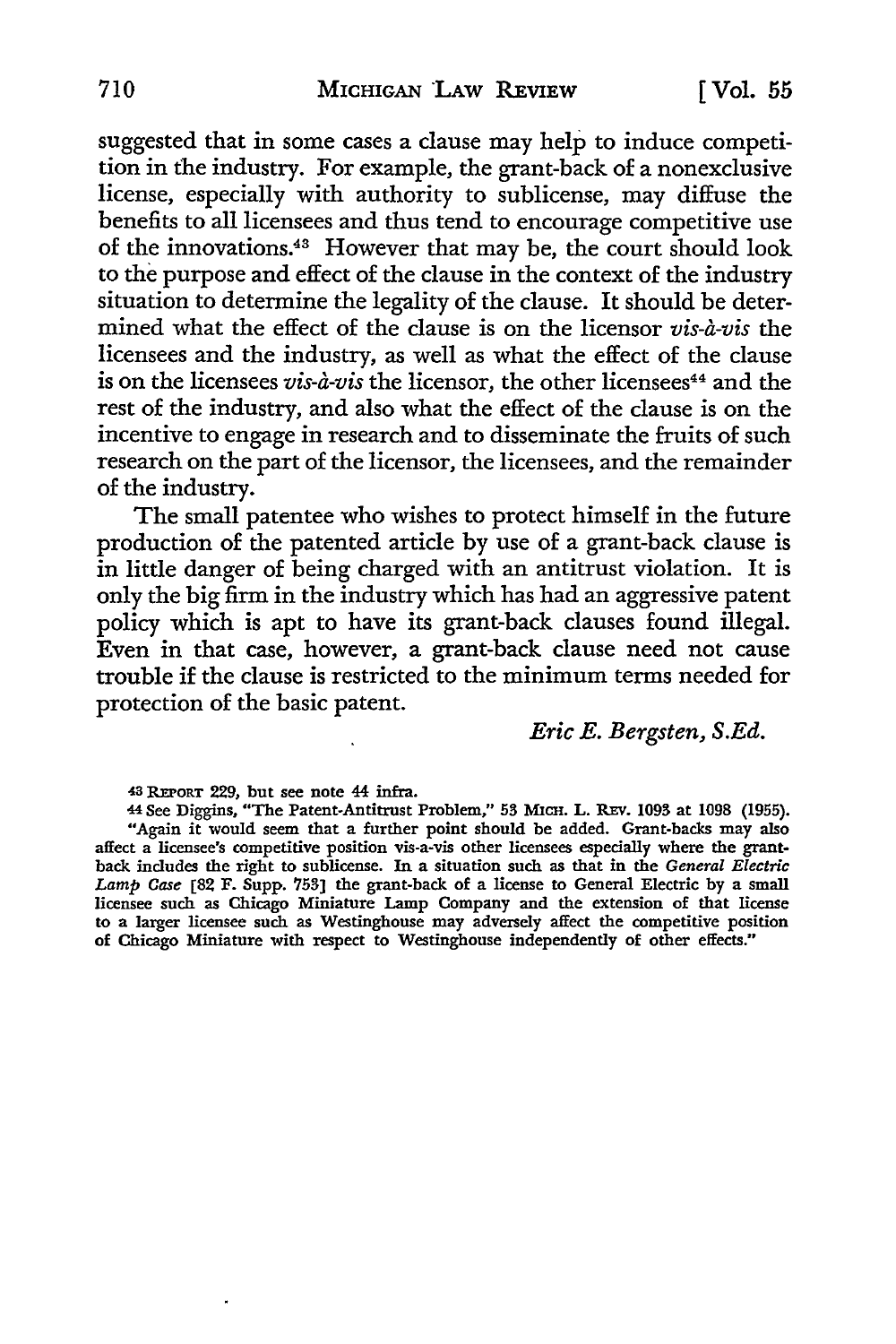suggested that in some cases a clause may help to induce competition in the industry. For example, the grant-back of a nonexclusive license, especially with authority to sublicense, may diffuse the benefits to all licensees and thus tend to encourage competitive use of the innovations.[43] However that may be, the court should look to the purpose and effect of the clause in the context of the industry situation to determine the legality of the clause. It should be determined what the effect of the clause is on the licensor *vis-à-vis* the licensees and the industry, as well as what the effect of the clause is on the licensees *vis-à-vis* the licensor, the other licensees[44] and the rest of the industry, and also what the effect of the clause is on the incentive to engage in research and to disseminate the fruits of such research on the part of the licensor, the licensees, and the remainder of the industry.

The small patentee who wishes to protect himself in the future production of the patented article by use of a grant-back clause is in little danger of being charged with an antitrust violation. It is only the big firm in the industry which has had an aggressive patent policy which is apt to have its grant-back clauses found illegal. Even in that case, however, a grant-back clause need not cause trouble if the clause is restricted to the minimum terms needed for protection of the basic patent.

*Eric E. Bergsten, S.Ed.*

---

43 REPORT 229, but see note 44 infra.

44 See Diggins, "The Patent-Antitrust Problem," 53 MICH. L. REV. 1093 at 1098 (1955). "Again it would seem that a further point should be added. Grant-backs may also affect a licensee's competitive position vis-a-vis other licensees especially where the grant-back includes the right to sublicense. In a situation such as that in the *General Electric Lamp Case* [82 F. Supp. 753] the grant-back of a license to General Electric by a small licensee such as Chicago Miniature Lamp Company and the extension of that license to a larger licensee such as Westinghouse may adversely affect the competitive position of Chicago Miniature with respect to Westinghouse independently of other effects."